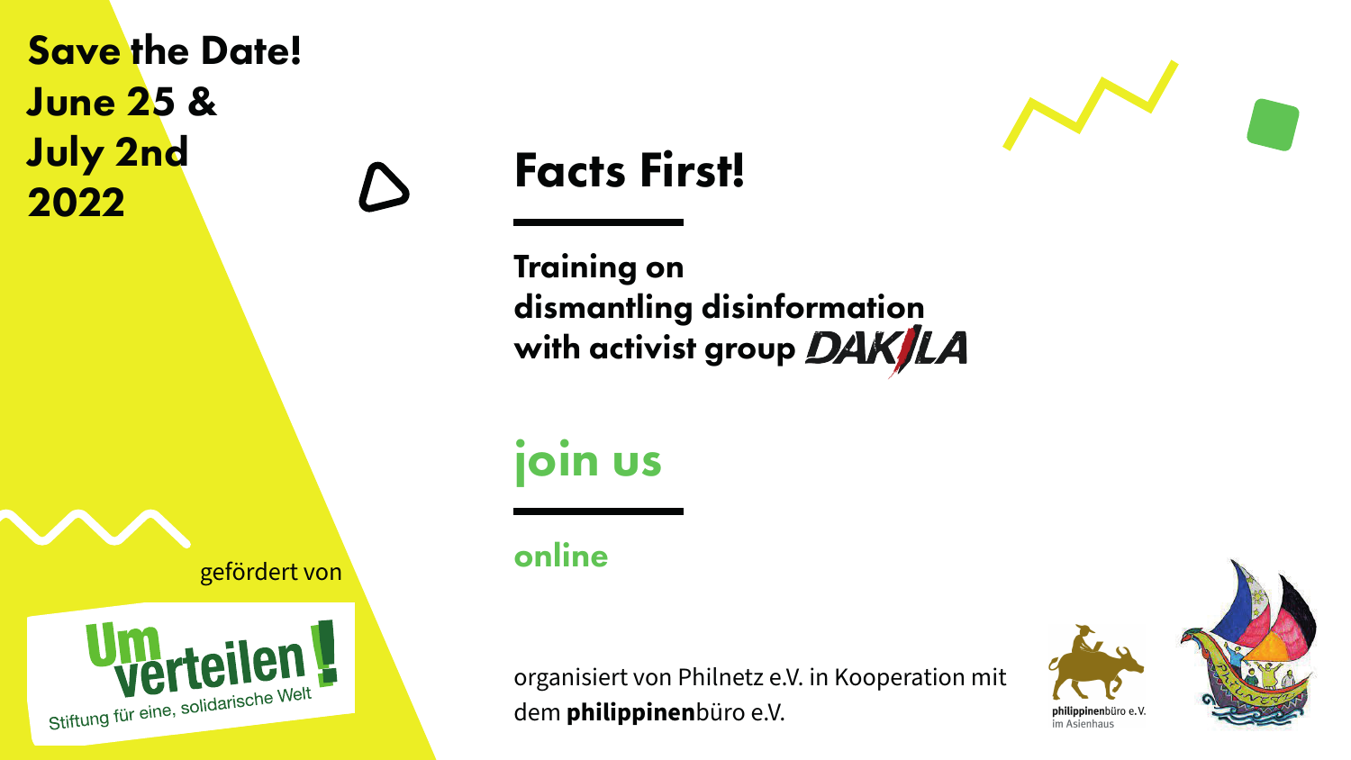**Save the Date!**
**June 25 &**
**July 2nd**
**2022**

# Facts First!

## Training on dismantling disinformation with activist group DAKILA

## join us

**online**

gefördert von

Umverteilen! Stiftung für eine, solidarische Welt

organisiert von Philnetz e.V. in Kooperation mit dem **philippinen**büro e.V.

**philippinen**büro e.V.
im Asienhaus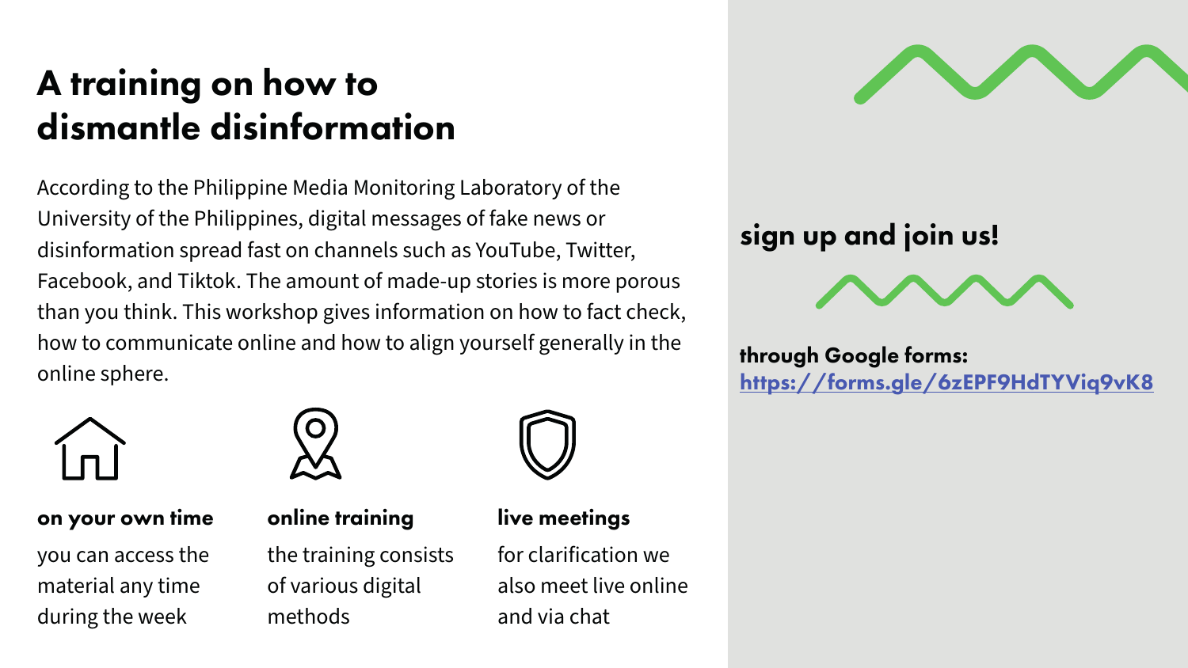# A training on how to dismantle disinformation

According to the Philippine Media Monitoring Laboratory of the University of the Philippines, digital messages of fake news or disinformation spread fast on channels such as YouTube, Twitter, Facebook, and Tiktok. The amount of made-up stories is more porous than you think. This workshop gives information on how to fact check, how to communicate online and how to align yourself generally in the online sphere.

**on your own time**

you can access the material any time during the week

**online training**

the training consists of various digital methods

**live meetings**

for clarification we also meet live online and via chat

## sign up and join us!

**through Google forms:**
**https://forms.gle/6zEPF9HdTYViq9vK8**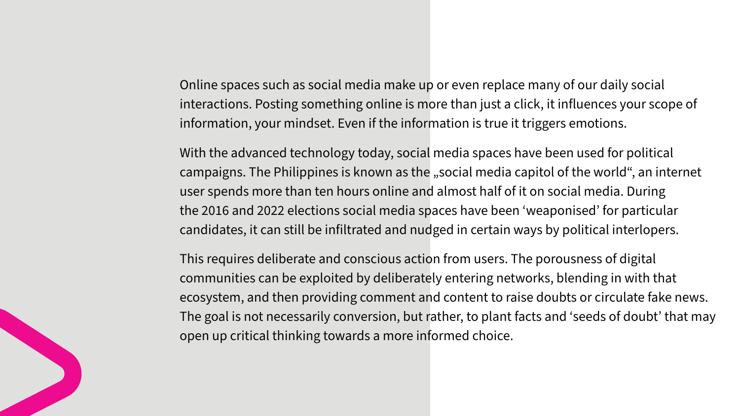Online spaces such as social media make up or even replace many of our daily social interactions. Posting something online is more than just a click, it influences your scope of information, your mindset. Even if the information is true it triggers emotions.

With the advanced technology today, social media spaces have been used for political campaigns. The Philippines is known as the „social media capitol of the world“, an internet user spends more than ten hours online and almost half of it on social media. During the 2016 and 2022 elections social media spaces have been ‘weaponised’ for particular candidates, it can still be infiltrated and nudged in certain ways by political interlopers.

This requires deliberate and conscious action from users. The porousness of digital communities can be exploited by deliberately entering networks, blending in with that ecosystem, and then providing comment and content to raise doubts or circulate fake news. The goal is not necessarily conversion, but rather, to plant facts and ‘seeds of doubt’ that may open up critical thinking towards a more informed choice.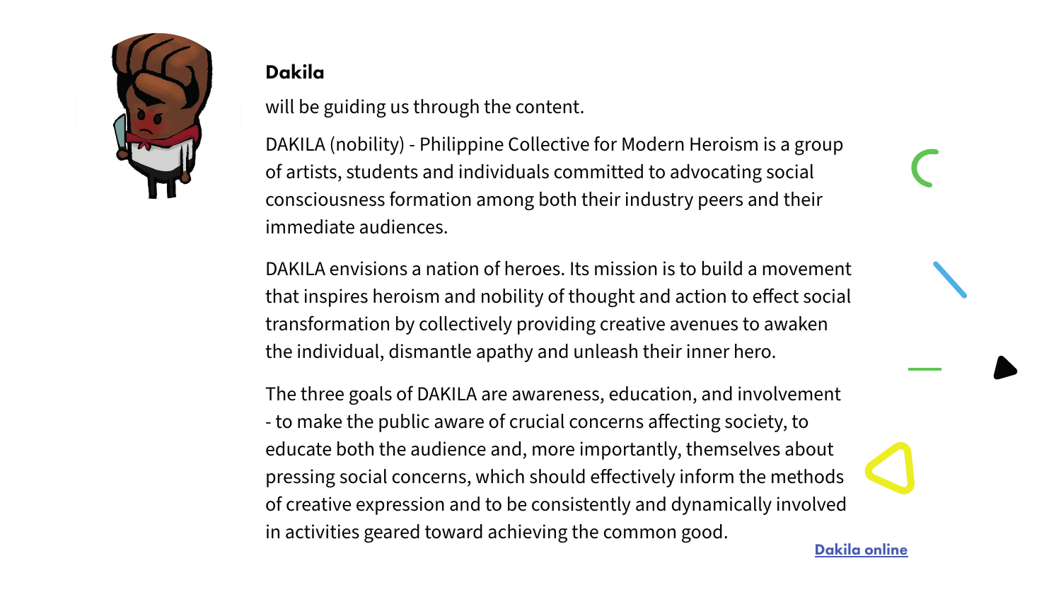**Dakila**

will be guiding us through the content.

DAKILA (nobility) - Philippine Collective for Modern Heroism is a group of artists, students and individuals committed to advocating social consciousness formation among both their industry peers and their immediate audiences.

DAKILA envisions a nation of heroes. Its mission is to build a movement that inspires heroism and nobility of thought and action to effect social transformation by collectively providing creative avenues to awaken the individual, dismantle apathy and unleash their inner hero.

The three goals of DAKILA are awareness, education, and involvement - to make the public aware of crucial concerns affecting society, to educate both the audience and, more importantly, themselves about pressing social concerns, which should effectively inform the methods of creative expression and to be consistently and dynamically involved in activities geared toward achieving the common good.

Dakila online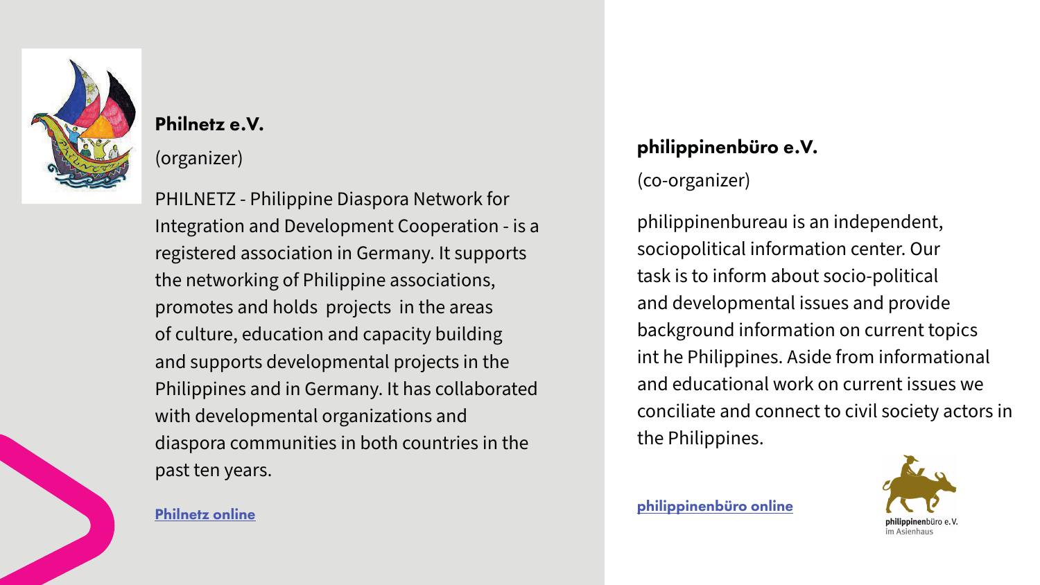### Philnetz e.V.

(organizer)

PHILNETZ - Philippine Diaspora Network for Integration and Development Cooperation - is a registered association in Germany. It supports the networking of Philippine associations, promotes and holds projects in the areas of culture, education and capacity building and supports developmental projects in the Philippines and in Germany. It has collaborated with developmental organizations and diaspora communities in both countries in the past ten years.

[Philnetz online]

### philippinenbüro e.V.

(co-organizer)

philippinenbureau is an independent, sociopolitical information center. Our task is to inform about socio-political and developmental issues and provide background information on current topics int he Philippines. Aside from informational and educational work on current issues we conciliate and connect to civil society actors in the Philippines.

[philippinenbüro online]

philippinenbüro e.V.
im Asienhaus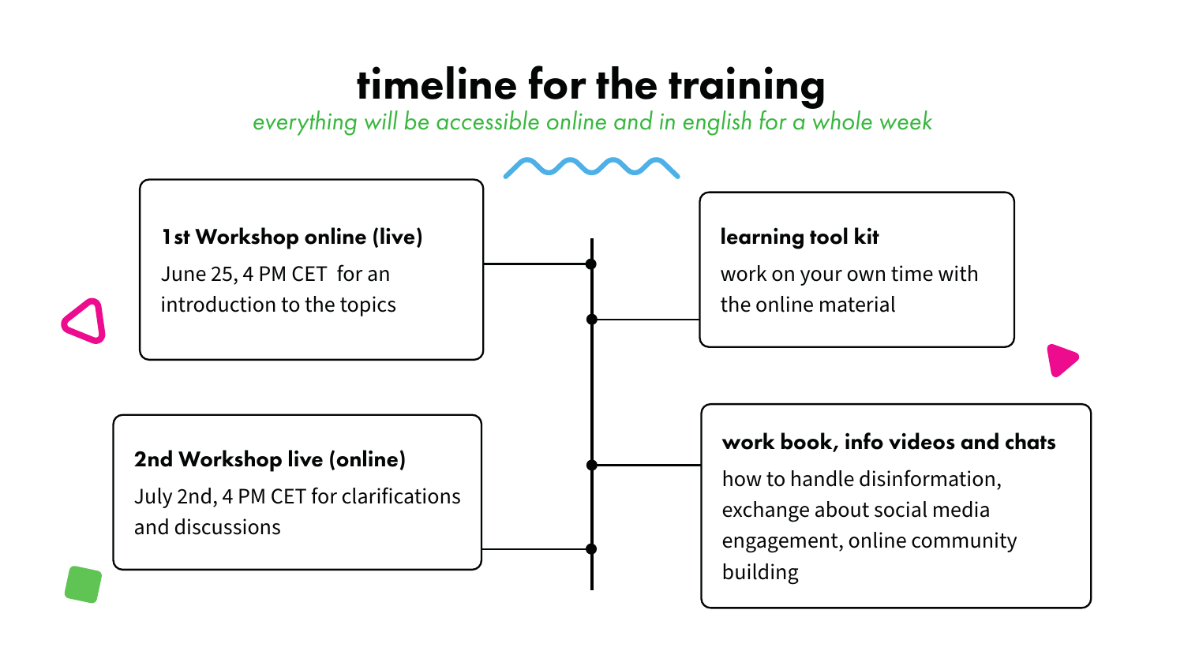# timeline for the training

*everything will be accessible online and in english for a whole week*

### 1st Workshop online (live)

June 25, 4 PM CET for an introduction to the topics

### learning tool kit

work on your own time with the online material

### work book, info videos and chats

how to handle disinformation, exchange about social media engagement, online community building

### 2nd Workshop live (online)

July 2nd, 4 PM CET for clarifications and discussions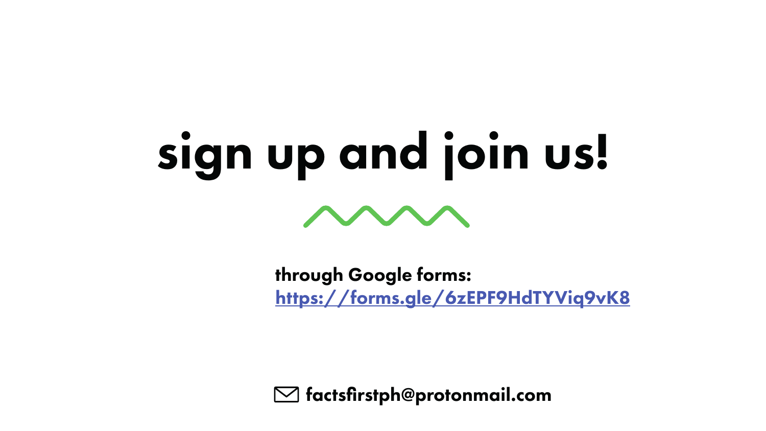# sign up and join us!

**through Google forms:**
[https://forms.gle/6zEPF9HdTYViq9vK8](https://forms.gle/6zEPF9HdTYViq9vK8)

**factsfirstph@protonmail.com**